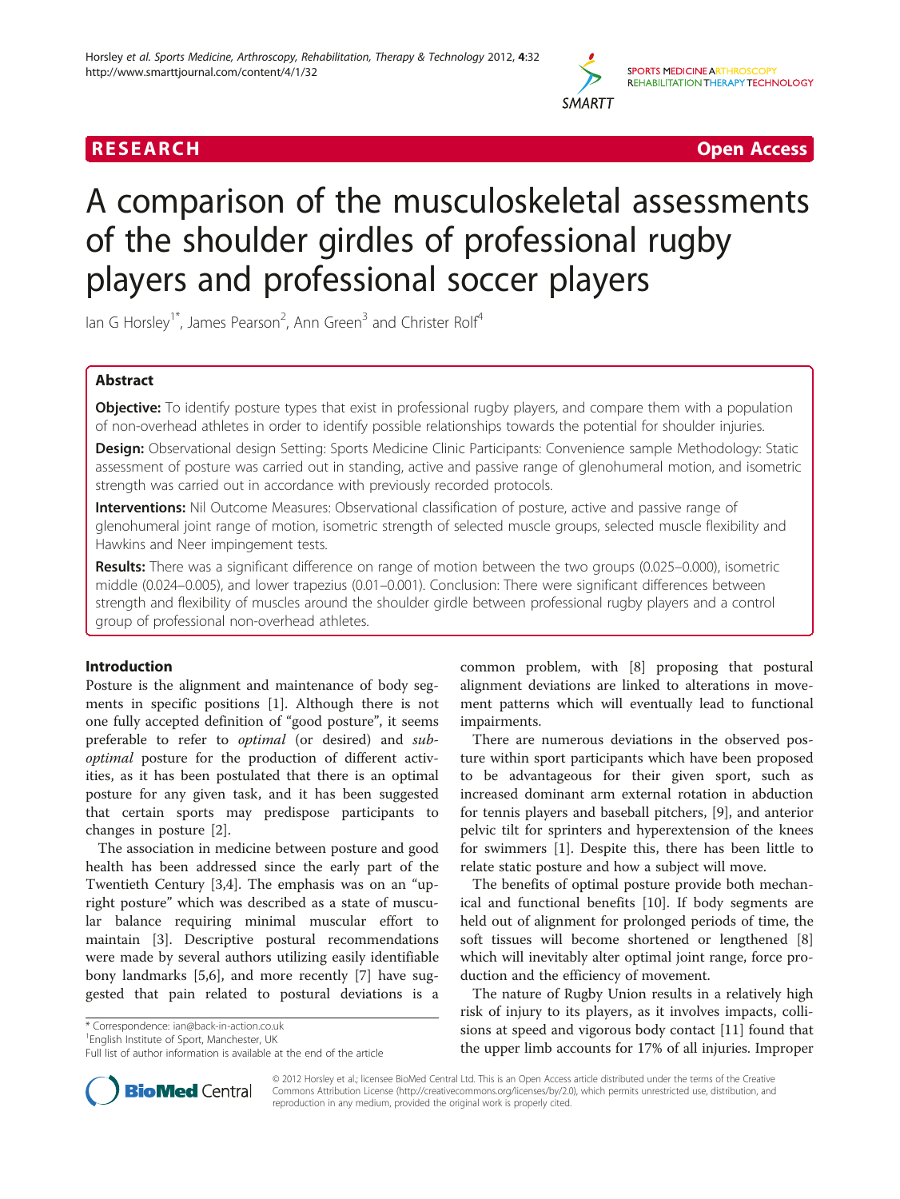RESEARCH Open Access

# A comparison of the musculoskeletal assessments of the shoulder girdles of professional rugby players and professional soccer players

Ian G Horsley[1*], James Pearson[2], Ann Green[3] and Christer Rolf[4]

## Abstract

**Objective:** To identify posture types that exist in professional rugby players, and compare them with a population of non-overhead athletes in order to identify possible relationships towards the potential for shoulder injuries.

**Design:** Observational design Setting: Sports Medicine Clinic Participants: Convenience sample Methodology: Static assessment of posture was carried out in standing, active and passive range of glenohumeral motion, and isometric strength was carried out in accordance with previously recorded protocols.

**Interventions:** Nil Outcome Measures: Observational classification of posture, active and passive range of glenohumeral joint range of motion, isometric strength of selected muscle groups, selected muscle flexibility and Hawkins and Neer impingement tests.

**Results:** There was a significant difference on range of motion between the two groups (0.025–0.000), isometric middle (0.024–0.005), and lower trapezius (0.01–0.001). Conclusion: There were significant differences between strength and flexibility of muscles around the shoulder girdle between professional rugby players and a control group of professional non-overhead athletes.

## Introduction

Posture is the alignment and maintenance of body segments in specific positions [1]. Although there is not one fully accepted definition of "good posture", it seems preferable to refer to *optimal* (or desired) and *sub-optimal* posture for the production of different activities, as it has been postulated that there is an optimal posture for any given task, and it has been suggested that certain sports may predispose participants to changes in posture [2].

The association in medicine between posture and good health has been addressed since the early part of the Twentieth Century [3,4]. The emphasis was on an "upright posture" which was described as a state of muscular balance requiring minimal muscular effort to maintain [3]. Descriptive postural recommendations were made by several authors utilizing easily identifiable bony landmarks [5,6], and more recently [7] have suggested that pain related to postural deviations is a common problem, with [8] proposing that postural alignment deviations are linked to alterations in movement patterns which will eventually lead to functional impairments.

There are numerous deviations in the observed posture within sport participants which have been proposed to be advantageous for their given sport, such as increased dominant arm external rotation in abduction for tennis players and baseball pitchers, [9], and anterior pelvic tilt for sprinters and hyperextension of the knees for swimmers [1]. Despite this, there has been little to relate static posture and how a subject will move.

The benefits of optimal posture provide both mechanical and functional benefits [10]. If body segments are held out of alignment for prolonged periods of time, the soft tissues will become shortened or lengthened [8] which will inevitably alter optimal joint range, force production and the efficiency of movement.

The nature of Rugby Union results in a relatively high risk of injury to its players, as it involves impacts, collisions at speed and vigorous body contact [11] found that the upper limb accounts for 17% of all injuries. Improper

\* Correspondence: ian@back-in-action.co.uk
[1]English Institute of Sport, Manchester, UK
Full list of author information is available at the end of the article

© 2012 Horsley et al.; licensee BioMed Central Ltd. This is an Open Access article distributed under the terms of the Creative Commons Attribution License (http://creativecommons.org/licenses/by/2.0), which permits unrestricted use, distribution, and reproduction in any medium, provided the original work is properly cited.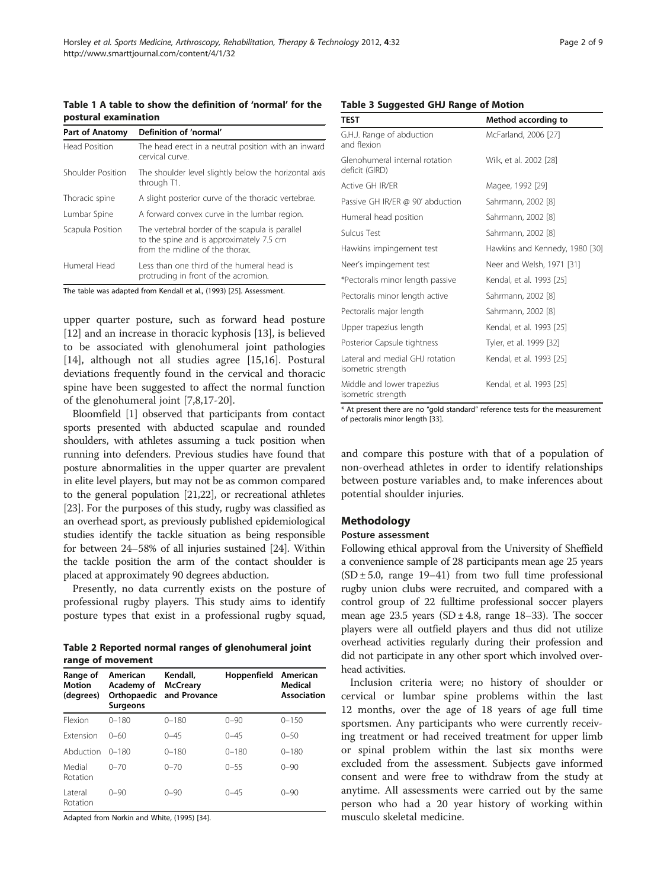**Table 1 A table to show the definition of 'normal' for the postural examination**

| Part of Anatomy | Definition of 'normal' |
| --- | --- |
| Head Position | The head erect in a neutral position with an inward cervical curve. |
| Shoulder Position | The shoulder level slightly below the horizontal axis through T1. |
| Thoracic spine | A slight posterior curve of the thoracic vertebrae. |
| Lumbar Spine | A forward convex curve in the lumbar region. |
| Scapula Position | The vertebral border of the scapula is parallel to the spine and is approximately 7.5 cm from the midline of the thorax. |
| Humeral Head | Less than one third of the humeral head is protruding in front of the acromion. |

The table was adapted from Kendall et al., (1993) [25]. Assessment.

upper quarter posture, such as forward head posture [12] and an increase in thoracic kyphosis [13], is believed to be associated with glenohumeral joint pathologies [14], although not all studies agree [15,16]. Postural deviations frequently found in the cervical and thoracic spine have been suggested to affect the normal function of the glenohumeral joint [7,8,17-20].

Bloomfield [1] observed that participants from contact sports presented with abducted scapulae and rounded shoulders, with athletes assuming a tuck position when running into defenders. Previous studies have found that posture abnormalities in the upper quarter are prevalent in elite level players, but may not be as common compared to the general population [21,22], or recreational athletes [23]. For the purposes of this study, rugby was classified as an overhead sport, as previously published epidemiological studies identify the tackle situation as being responsible for between 24–58% of all injuries sustained [24]. Within the tackle position the arm of the contact shoulder is placed at approximately 90 degrees abduction.

Presently, no data currently exists on the posture of professional rugby players. This study aims to identify posture types that exist in a professional rugby squad, and compare this posture with that of a population of non-overhead athletes in order to identify relationships between posture variables and, to make inferences about potential shoulder injuries.

**Table 2 Reported normal ranges of glenohumeral joint range of movement**

| Range of Motion (degrees) | American Academy of Orthopaedic Surgeons | Kendall, McCreary and Provance | Hoppenfield | American Medical Association |
| --- | --- | --- | --- | --- |
| Flexion | 0–180 | 0–180 | 0–90 | 0–150 |
| Extension | 0–60 | 0–45 | 0–45 | 0–50 |
| Abduction | 0–180 | 0–180 | 0–180 | 0–180 |
| Medial Rotation | 0–70 | 0–70 | 0–55 | 0–90 |
| Lateral Rotation | 0–90 | 0–90 | 0–45 | 0–90 |

Adapted from Norkin and White, (1995) [34].

**Table 3 Suggested GHJ Range of Motion**

| TEST | Method according to |
| --- | --- |
| G.H.J. Range of abduction and flexion | McFarland, 2006 [27] |
| Glenohumeral internal rotation deficit (GIRD) | Wilk, et al. 2002 [28] |
| Active GH IR/ER | Magee, 1992 [29] |
| Passive GH IR/ER @ 90' abduction | Sahrmann, 2002 [8] |
| Humeral head position | Sahrmann, 2002 [8] |
| Sulcus Test | Sahrmann, 2002 [8] |
| Hawkins impingement test | Hawkins and Kennedy, 1980 [30] |
| Neer's impingement test | Neer and Welsh, 1971 [31] |
| *Pectoralis minor length passive | Kendal, et al. 1993 [25] |
| Pectoralis minor length active | Sahrmann, 2002 [8] |
| Pectoralis major length | Sahrmann, 2002 [8] |
| Upper trapezius length | Kendal, et al. 1993 [25] |
| Posterior Capsule tightness | Tyler, et al. 1999 [32] |
| Lateral and medial GHJ rotation isometric strength | Kendal, et al. 1993 [25] |
| Middle and lower trapezius isometric strength | Kendal, et al. 1993 [25] |

* At present there are no "gold standard" reference tests for the measurement of pectoralis minor length [33].

## Methodology

### Posture assessment

Following ethical approval from the University of Sheffield a convenience sample of 28 participants mean age 25 years (SD ± 5.0, range 19–41) from two full time professional rugby union clubs were recruited, and compared with a control group of 22 fulltime professional soccer players mean age 23.5 years (SD ± 4.8, range 18–33). The soccer players were all outfield players and thus did not utilize overhead activities regularly during their profession and did not participate in any other sport which involved overhead activities.

Inclusion criteria were; no history of shoulder or cervical or lumbar spine problems within the last 12 months, over the age of 18 years of age full time sportsmen. Any participants who were currently receiving treatment or had received treatment for upper limb or spinal problem within the last six months were excluded from the assessment. Subjects gave informed consent and were free to withdraw from the study at anytime. All assessments were carried out by the same person who had a 20 year history of working within musculo skeletal medicine.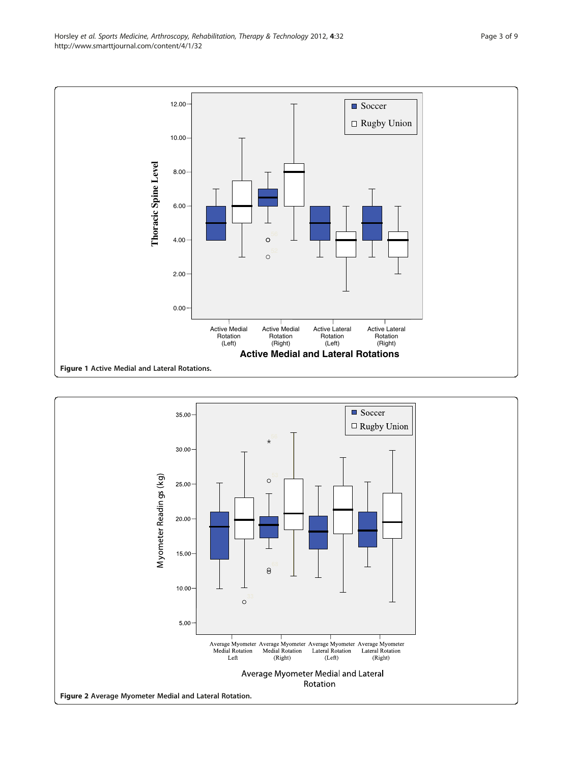Figure 1 Active Medial and Lateral Rotations.

Figure 2 Average Myometer Medial and Lateral Rotation.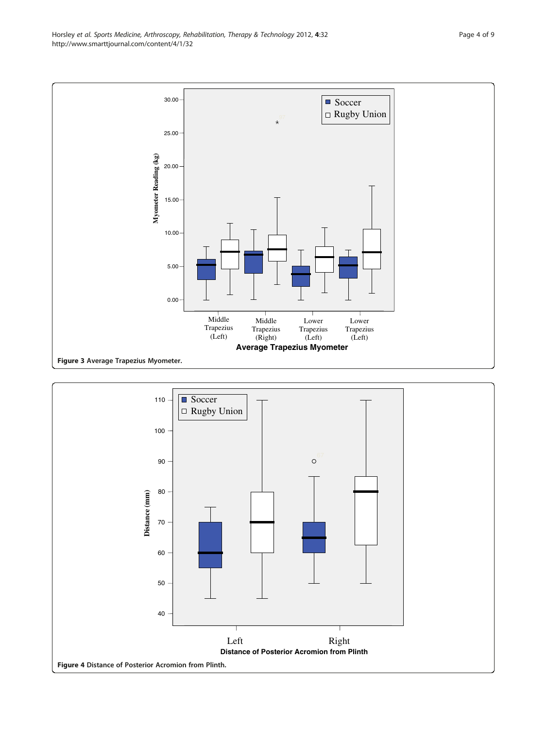30.00
25.00
20.00
15.00
10.00
5.00
0.00

Myometer Reading (kg)

Soccer
Rugby Union

Middle Trapezius (Left)
Middle Trapezius (Right)
Lower Trapezius (Left)
Lower Trapezius (Left)

Average Trapezius Myometer

**Figure 3** Average Trapezius Myometer.

110
100
90
80
70
60
50
40

Distance (mm)

Soccer
Rugby Union

Left
Right

Distance of Posterior Acromion from Plinth

**Figure 4** Distance of Posterior Acromion from Plinth.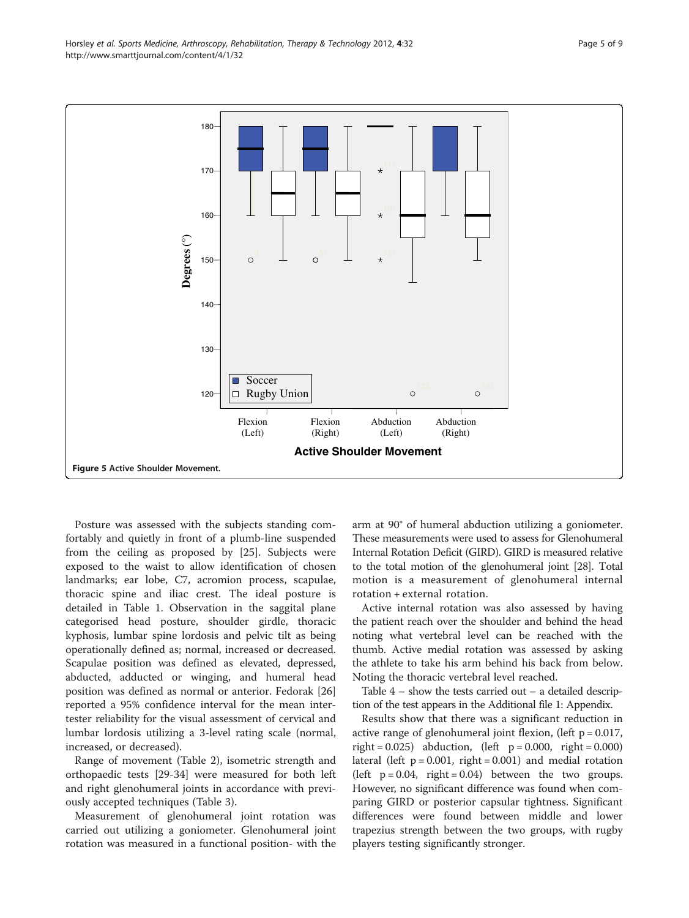Degrees (°)

180
170
160
150
140
130
120

Soccer
Rugby Union

Flexion (Left)
Flexion (Right)
Abduction (Left)
Abduction (Right)

Active Shoulder Movement

**Figure 5** Active Shoulder Movement.

Posture was assessed with the subjects standing comfortably and quietly in front of a plumb-line suspended from the ceiling as proposed by [25]. Subjects were exposed to the waist to allow identification of chosen landmarks; ear lobe, C7, acromion process, scapulae, thoracic spine and iliac crest. The ideal posture is detailed in Table 1. Observation in the saggital plane categorised head posture, shoulder girdle, thoracic kyphosis, lumbar spine lordosis and pelvic tilt as being operationally defined as; normal, increased or decreased. Scapulae position was defined as elevated, depressed, abducted, adducted or winging, and humeral head position was defined as normal or anterior. Fedorak [26] reported a 95% confidence interval for the mean intertester reliability for the visual assessment of cervical and lumbar lordosis utilizing a 3-level rating scale (normal, increased, or decreased).

Range of movement (Table 2), isometric strength and orthopaedic tests [29-34] were measured for both left and right glenohumeral joints in accordance with previously accepted techniques (Table 3).

Measurement of glenohumeral joint rotation was carried out utilizing a goniometer. Glenohumeral joint rotation was measured in a functional position- with the arm at 90° of humeral abduction utilizing a goniometer. These measurements were used to assess for Glenohumeral Internal Rotation Deficit (GIRD). GIRD is measured relative to the total motion of the glenohumeral joint [28]. Total motion is a measurement of glenohumeral internal rotation + external rotation.

Active internal rotation was also assessed by having the patient reach over the shoulder and behind the head noting what vertebral level can be reached with the thumb. Active medial rotation was assessed by asking the athlete to take his arm behind his back from below. Noting the thoracic vertebral level reached.

Table 4 – show the tests carried out – a detailed description of the test appears in the Additional file 1: Appendix.

Results show that there was a significant reduction in active range of glenohumeral joint flexion, (left $p = 0.017$, right $= 0.025$) abduction, (left $p = 0.000$, right $= 0.000$) lateral (left $p = 0.001$, right $= 0.001$) and medial rotation (left $p = 0.04$, right $= 0.04$) between the two groups. However, no significant difference was found when comparing GIRD or posterior capsular tightness. Significant differences were found between middle and lower trapezius strength between the two groups, with rugby players testing significantly stronger.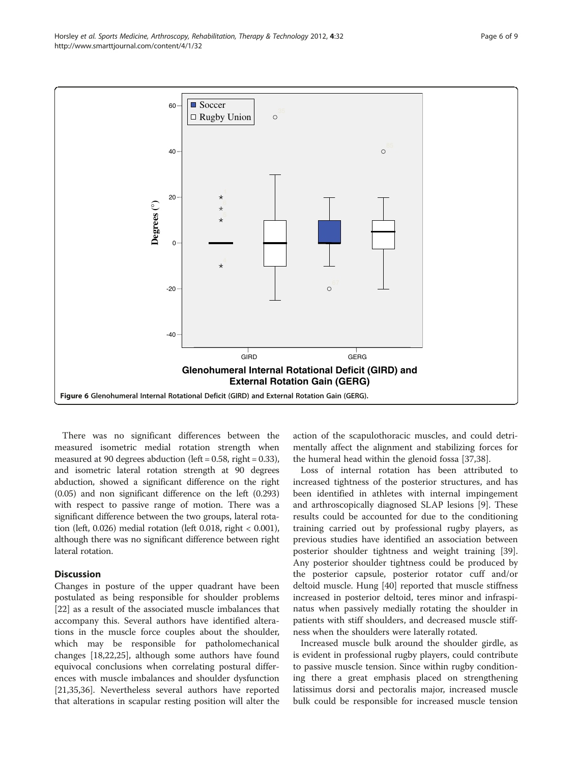Soccer

Rugby Union

60

40

20

0

-20

-40

Degrees (°)

GIRD

GERG

Glenohumeral Internal Rotational Deficit (GIRD) and External Rotation Gain (GERG)

**Figure 6** Glenohumeral Internal Rotational Deficit (GIRD) and External Rotation Gain (GERG).

There was no significant differences between the measured isometric medial rotation strength when measured at 90 degrees abduction (left = 0.58, right = 0.33), and isometric lateral rotation strength at 90 degrees abduction, showed a significant difference on the right (0.05) and non significant difference on the left (0.293) with respect to passive range of motion. There was a significant difference between the two groups, lateral rotation (left, 0.026) medial rotation (left 0.018, right < 0.001), although there was no significant difference between right lateral rotation.

## Discussion

Changes in posture of the upper quadrant have been postulated as being responsible for shoulder problems [22] as a result of the associated muscle imbalances that accompany this. Several authors have identified alterations in the muscle force couples about the shoulder, which may be responsible for patholomechanical changes [18,22,25], although some authors have found equivocal conclusions when correlating postural differences with muscle imbalances and shoulder dysfunction [21,35,36]. Nevertheless several authors have reported that alterations in scapular resting position will alter the action of the scapulothoracic muscles, and could detrimentally affect the alignment and stabilizing forces for the humeral head within the glenoid fossa [37,38].

Loss of internal rotation has been attributed to increased tightness of the posterior structures, and has been identified in athletes with internal impingement and arthroscopically diagnosed SLAP lesions [9]. These results could be accounted for due to the conditioning training carried out by professional rugby players, as previous studies have identified an association between posterior shoulder tightness and weight training [39]. Any posterior shoulder tightness could be produced by the posterior capsule, posterior rotator cuff and/or deltoid muscle. Hung [40] reported that muscle stiffness increased in posterior deltoid, teres minor and infraspinatus when passively medially rotating the shoulder in patients with stiff shoulders, and decreased muscle stiffness when the shoulders were laterally rotated.

Increased muscle bulk around the shoulder girdle, as is evident in professional rugby players, could contribute to passive muscle tension. Since within rugby conditioning there a great emphasis placed on strengthening latissimus dorsi and pectoralis major, increased muscle bulk could be responsible for increased muscle tension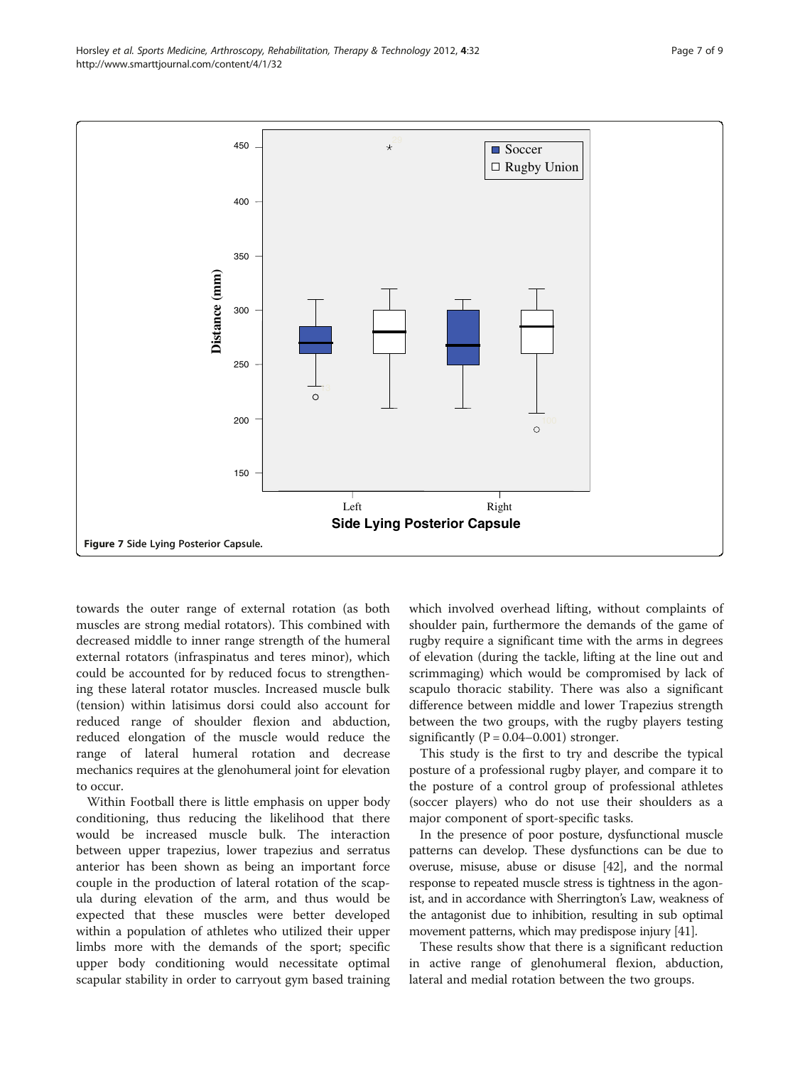450

400

350

300

250

200

150

Distance (mm)

Soccer

Rugby Union

Left

Right

Side Lying Posterior Capsule

Figure 7 Side Lying Posterior Capsule.

towards the outer range of external rotation (as both muscles are strong medial rotators). This combined with decreased middle to inner range strength of the humeral external rotators (infraspinatus and teres minor), which could be accounted for by reduced focus to strengthening these lateral rotator muscles. Increased muscle bulk (tension) within latisimus dorsi could also account for reduced range of shoulder flexion and abduction, reduced elongation of the muscle would reduce the range of lateral humeral rotation and decrease mechanics requires at the glenohumeral joint for elevation to occur.

Within Football there is little emphasis on upper body conditioning, thus reducing the likelihood that there would be increased muscle bulk. The interaction between upper trapezius, lower trapezius and serratus anterior has been shown as being an important force couple in the production of lateral rotation of the scapula during elevation of the arm, and thus would be expected that these muscles were better developed within a population of athletes who utilized their upper limbs more with the demands of the sport; specific upper body conditioning would necessitate optimal scapular stability in order to carryout gym based training which involved overhead lifting, without complaints of shoulder pain, furthermore the demands of the game of rugby require a significant time with the arms in degrees of elevation (during the tackle, lifting at the line out and scrimmaging) which would be compromised by lack of scapulo thoracic stability. There was also a significant difference between middle and lower Trapezius strength between the two groups, with the rugby players testing significantly ($P = 0.04–0.001$) stronger.

This study is the first to try and describe the typical posture of a professional rugby player, and compare it to the posture of a control group of professional athletes (soccer players) who do not use their shoulders as a major component of sport-specific tasks.

In the presence of poor posture, dysfunctional muscle patterns can develop. These dysfunctions can be due to overuse, misuse, abuse or disuse [42], and the normal response to repeated muscle stress is tightness in the agonist, and in accordance with Sherrington's Law, weakness of the antagonist due to inhibition, resulting in sub optimal movement patterns, which may predispose injury [41].

These results show that there is a significant reduction in active range of glenohumeral flexion, abduction, lateral and medial rotation between the two groups.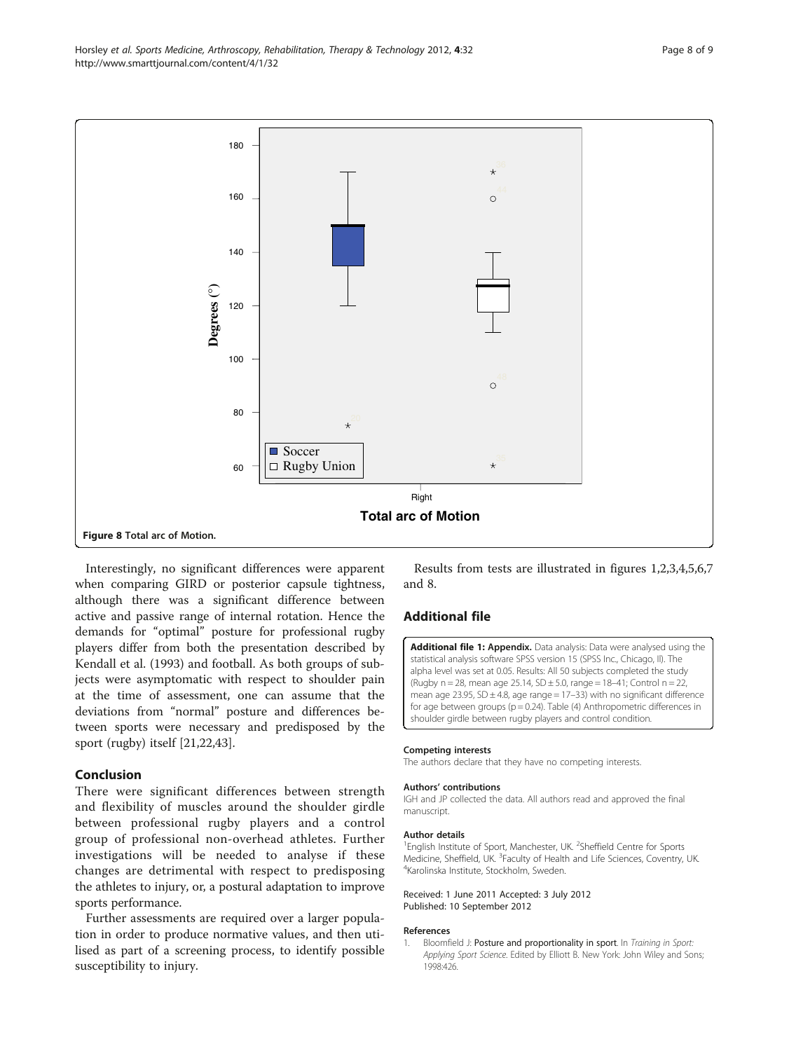180

160

140

120

100

80

60

Degrees (°)

Soccer

Rugby Union

Right

**Total arc of Motion**

**Figure 8** Total arc of Motion.

Interestingly, no significant differences were apparent when comparing GIRD or posterior capsule tightness, although there was a significant difference between active and passive range of internal rotation. Hence the demands for "optimal" posture for professional rugby players differ from both the presentation described by Kendall et al. (1993) and football. As both groups of subjects were asymptomatic with respect to shoulder pain at the time of assessment, one can assume that the deviations from "normal" posture and differences between sports were necessary and predisposed by the sport (rugby) itself [21,22,43].

## Conclusion

There were significant differences between strength and flexibility of muscles around the shoulder girdle between professional rugby players and a control group of professional non-overhead athletes. Further investigations will be needed to analyse if these changes are detrimental with respect to predisposing the athletes to injury, or, a postural adaptation to improve sports performance.

Further assessments are required over a larger population in order to produce normative values, and then utilised as part of a screening process, to identify possible susceptibility to injury.

Results from tests are illustrated in figures 1,2,3,4,5,6,7 and 8.

## Additional file

**Additional file 1: Appendix.** Data analysis: Data were analysed using the statistical analysis software SPSS version 15 (SPSS Inc., Chicago, Il). The alpha level was set at 0.05. Results: All 50 subjects completed the study (Rugby n = 28, mean age 25.14, SD ± 5.0, range = 18–41; Control n = 22, mean age 23.95, SD ± 4.8, age range = 17–33) with no significant difference for age between groups (p = 0.24). Table (4) Anthropometric differences in shoulder girdle between rugby players and control condition.

#### Competing interests

The authors declare that they have no competing interests.

#### Authors' contributions

IGH and JP collected the data. All authors read and approved the final manuscript.

#### Author details

[1]English Institute of Sport, Manchester, UK. [2]Sheffield Centre for Sports Medicine, Sheffield, UK. [3]Faculty of Health and Life Sciences, Coventry, UK. [4]Karolinska Institute, Stockholm, Sweden.

Received: 1 June 2011 Accepted: 3 July 2012
Published: 10 September 2012

#### References

1. Bloomfield J: **Posture and proportionality in sport**. In *Training in Sport: Applying Sport Science*. Edited by Elliott B. New York: John Wiley and Sons; 1998:426.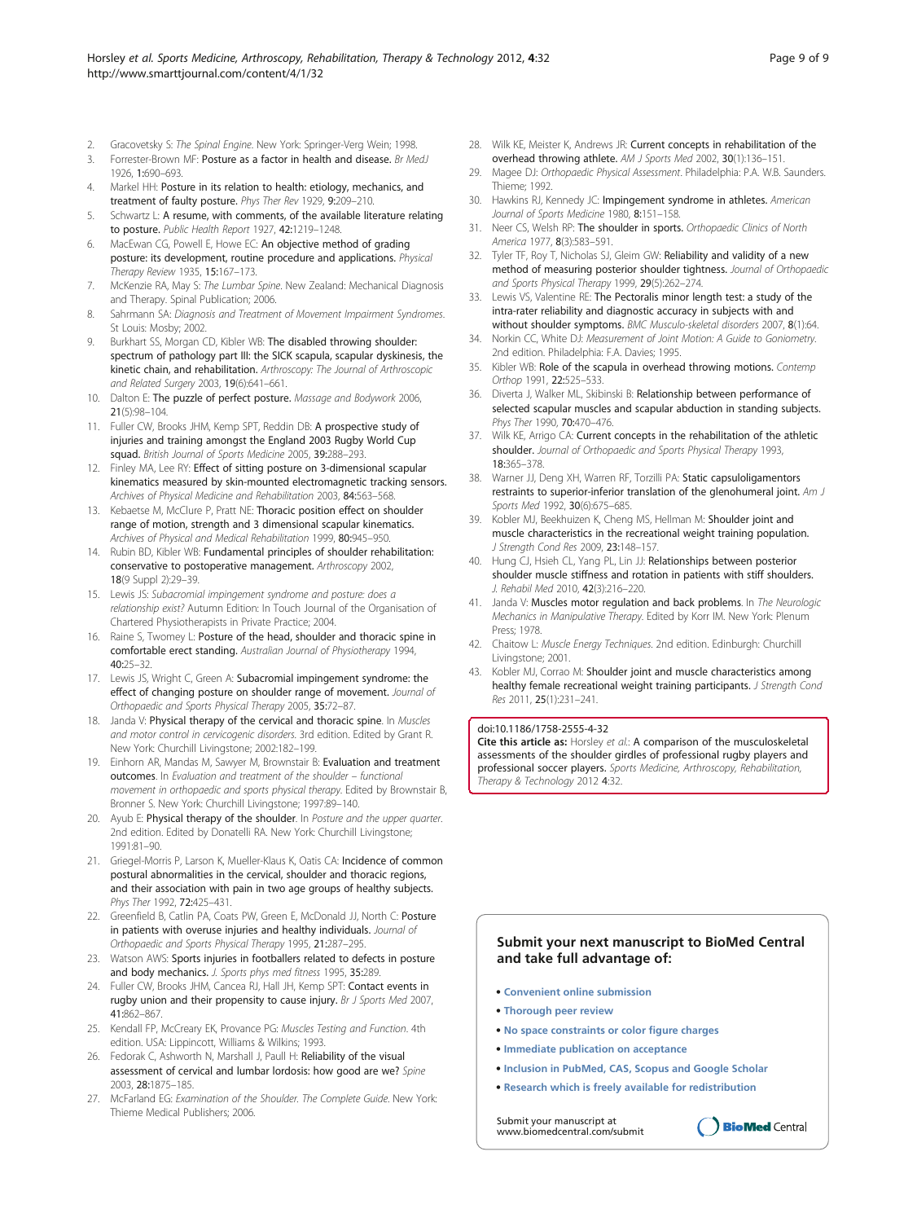2. Gracovetsky S: *The Spinal Engine*. New York: Springer-Verg Wein; 1998.
3. Forrester-Brown MF: **Posture as a factor in health and disease.** *Br MedJ* 1926, **1**:690–693.
4. Markel HH: **Posture in its relation to health: etiology, mechanics, and treatment of faulty posture.** *Phys Ther Rev* 1929, **9**:209–210.
5. Schwartz L: **A resume, with comments, of the available literature relating to posture.** *Public Health Report* 1927, **42**:1219–1248.
6. MacEwan CG, Powell E, Howe EC: **An objective method of grading posture: its development, routine procedure and applications.** *Physical Therapy Review* 1935, **15**:167–173.
7. McKenzie RA, May S: *The Lumbar Spine*. New Zealand: Mechanical Diagnosis and Therapy. Spinal Publication; 2006.
8. Sahrmann SA: *Diagnosis and Treatment of Movement Impairment Syndromes*. St Louis: Mosby; 2002.
9. Burkhart SS, Morgan CD, Kibler WB: **The disabled throwing shoulder: spectrum of pathology part III: the SICK scapula, scapular dyskinesis, the kinetic chain, and rehabilitation.** *Arthroscopy: The Journal of Arthroscopic and Related Surgery* 2003, **19**(6):641–661.
10. Dalton E: **The puzzle of perfect posture.** *Massage and Bodywork* 2006, **21**(5):98–104.
11. Fuller CW, Brooks JHM, Kemp SPT, Reddin DB: **A prospective study of injuries and training amongst the England 2003 Rugby World Cup squad.** *British Journal of Sports Medicine* 2005, **39**:288–293.
12. Finley MA, Lee RY: **Effect of sitting posture on 3-dimensional scapular kinematics measured by skin-mounted electromagnetic tracking sensors.** *Archives of Physical Medicine and Rehabilitation* 2003, **84**:563–568.
13. Kebaetse M, McClure P, Pratt NE: **Thoracic position effect on shoulder range of motion, strength and 3 dimensional scapular kinematics.** *Archives of Physical and Medical Rehabilitation* 1999, **80**:945–950.
14. Rubin BD, Kibler WB: **Fundamental principles of shoulder rehabilitation: conservative to postoperative management.** *Arthroscopy* 2002, **18**(9 Suppl 2):29–39.
15. Lewis JS: *Subacromial impingement syndrome and posture: does a relationship exist?* Autumn Edition: In Touch Journal of the Organisation of Chartered Physiotherapists in Private Practice; 2004.
16. Raine S, Twomey L: **Posture of the head, shoulder and thoracic spine in comfortable erect standing.** *Australian Journal of Physiotherapy* 1994, **40**:25–32.
17. Lewis JS, Wright C, Green A: **Subacromial impingement syndrome: the effect of changing posture on shoulder range of movement.** *Journal of Orthopaedic and Sports Physical Therapy* 2005, **35**:72–87.
18. Janda V: **Physical therapy of the cervical and thoracic spine.** In *Muscles and motor control in cervicogenic disorders*. 3rd edition. Edited by Grant R. New York: Churchill Livingstone; 2002:182–199.
19. Einhorn AR, Mandas M, Sawyer M, Brownstair B: **Evaluation and treatment outcomes.** In *Evaluation and treatment of the shoulder – functional movement in orthopaedic and sports physical therapy*. Edited by Brownstair B, Bronner S. New York: Churchill Livingstone; 1997:89–140.
20. Ayub E: **Physical therapy of the shoulder.** In *Posture and the upper quarter*. 2nd edition. Edited by Donatelli RA. New York: Churchill Livingstone; 1991:81–90.
21. Griegel-Morris P, Larson K, Mueller-Klaus K, Oatis CA: **Incidence of common postural abnormalities in the cervical, shoulder and thoracic regions, and their association with pain in two age groups of healthy subjects.** *Phys Ther* 1992, **72**:425–431.
22. Greenfield B, Catlin PA, Coats PW, Green E, McDonald JJ, North C: **Posture in patients with overuse injuries and healthy individuals.** *Journal of Orthopaedic and Sports Physical Therapy* 1995, **21**:287–295.
23. Watson AWS: **Sports injuries in footballers related to defects in posture and body mechanics.** *J. Sports phys med fitness* 1995, **35**:289.
24. Fuller CW, Brooks JHM, Cancea RJ, Hall JH, Kemp SPT: **Contact events in rugby union and their propensity to cause injury.** *Br J Sports Med* 2007, **41**:862–867.
25. Kendall FP, McCreary EK, Provance PG: *Muscles Testing and Function*. 4th edition. USA: Lippincott, Williams & Wilkins; 1993.
26. Fedorak C, Ashworth N, Marshall J, Paull H: **Reliability of the visual assessment of cervical and lumbar lordosis: how good are we?** *Spine* 2003, **28**:1875–185.
27. McFarland EG: *Examination of the Shoulder. The Complete Guide*. New York: Thieme Medical Publishers; 2006.
28. Wilk KE, Meister K, Andrews JR: **Current concepts in rehabilitation of the overhead throwing athlete.** *AM J Sports Med* 2002, **30**(1):136–151.
29. Magee DJ: *Orthopaedic Physical Assessment*. Philadelphia: P.A. W.B. Saunders. Thieme; 1992.
30. Hawkins RJ, Kennedy JC: **Impingement syndrome in athletes.** *American Journal of Sports Medicine* 1980, **8**:151–158.
31. Neer CS, Welsh RP: **The shoulder in sports.** *Orthopaedic Clinics of North America* 1977, **8**(3):583–591.
32. Tyler TF, Roy T, Nicholas SJ, Gleim GW: **Reliability and validity of a new method of measuring posterior shoulder tightness.** *Journal of Orthopaedic and Sports Physical Therapy* 1999, **29**(5):262–274.
33. Lewis VS, Valentine RE: **The Pectoralis minor length test: a study of the intra-rater reliability and diagnostic accuracy in subjects with and without shoulder symptoms.** *BMC Musculo-skeletal disorders* 2007, **8**(1):64.
34. Norkin CC, White DJ: *Measurement of Joint Motion: A Guide to Goniometry*. 2nd edition. Philadelphia: F.A. Davies; 1995.
35. Kibler WB: **Role of the scapula in overhead throwing motions.** *Contemp Orthop* 1991, **22**:525–533.
36. Diverta J, Walker ML, Skibinski B: **Relationship between performance of selected scapular muscles and scapular abduction in standing subjects.** *Phys Ther* 1990, **70**:470–476.
37. Wilk KE, Arrigo CA: **Current concepts in the rehabilitation of the athletic shoulder.** *Journal of Orthopaedic and Sports Physical Therapy* 1993, **18**:365–378.
38. Warner JJ, Deng XH, Warren RF, Torzilli PA: **Static capsuloligamentors restraints to superior-inferior translation of the glenohumeral joint.** *Am J Sports Med* 1992, **30**(6):675–685.
39. Kobler MJ, Beekhuizen K, Cheng MS, Hellman M: **Shoulder joint and muscle characteristics in the recreational weight training population.** *J Strength Cond Res* 2009, **23**:148–157.
40. Hung CJ, Hsieh CL, Yang PL, Lin JJ: **Relationships between posterior shoulder muscle stiffness and rotation in patients with stiff shoulders.** *J. Rehabil Med* 2010, **42**(3):216–220.
41. Janda V: **Muscles motor regulation and back problems.** In *The Neurologic Mechanics in Manipulative Therapy*. Edited by Korr IM. New York: Plenum Press; 1978.
42. Chaitow L: *Muscle Energy Techniques*. 2nd edition. Edinburgh: Churchill Livingstone; 2001.
43. Kobler MJ, Corrao M: **Shoulder joint and muscle characteristics among healthy female recreational weight training participants.** *J Strength Cond Res* 2011, **25**(1):231–241.

doi:10.1186/1758-2555-4-32
**Cite this article as:** Horsley *et al.*: A comparison of the musculoskeletal assessments of the shoulder girdles of professional rugby players and professional soccer players. *Sports Medicine, Arthroscopy, Rehabilitation, Therapy & Technology* 2012 **4**:32.

**Submit your next manuscript to BioMed Central and take full advantage of:**

- **Convenient online submission**
- **Thorough peer review**
- **No space constraints or color figure charges**
- **Immediate publication on acceptance**
- **Inclusion in PubMed, CAS, Scopus and Google Scholar**
- **Research which is freely available for redistribution**

Submit your manuscript at
www.biomedcentral.com/submit

BioMed Central